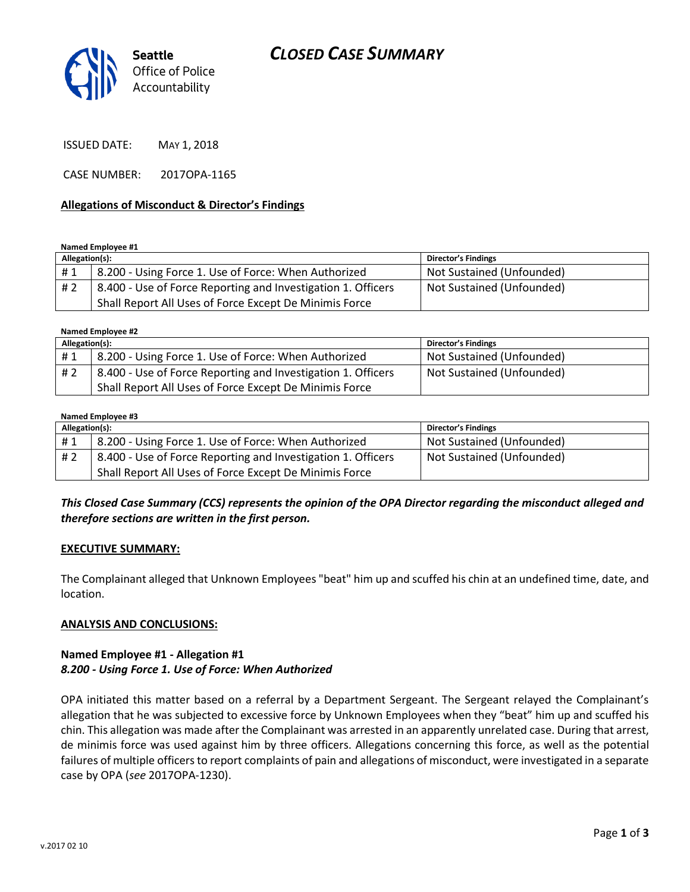# CLOSED CASE SUMMARY

Seattle Office of Police Accountability

ISSUED DATE: MAY 1, 2018

CASE NUMBER: 2017OPA-1165

## Allegations of Misconduct & Director's Findings

**Named Employee #1**

| Allegation(s): | | Director's Findings |
|---|---|---|
| # 1 | 8.200 - Using Force 1. Use of Force: When Authorized | Not Sustained (Unfounded) |
| # 2 | 8.400 - Use of Force Reporting and Investigation 1. Officers Shall Report All Uses of Force Except De Minimis Force | Not Sustained (Unfounded) |

**Named Employee #2**

| Allegation(s): | | Director's Findings |
|---|---|---|
| # 1 | 8.200 - Using Force 1. Use of Force: When Authorized | Not Sustained (Unfounded) |
| # 2 | 8.400 - Use of Force Reporting and Investigation 1. Officers Shall Report All Uses of Force Except De Minimis Force | Not Sustained (Unfounded) |

**Named Employee #3**

| Allegation(s): | | Director's Findings |
|---|---|---|
| # 1 | 8.200 - Using Force 1. Use of Force: When Authorized | Not Sustained (Unfounded) |
| # 2 | 8.400 - Use of Force Reporting and Investigation 1. Officers Shall Report All Uses of Force Except De Minimis Force | Not Sustained (Unfounded) |

***This Closed Case Summary (CCS) represents the opinion of the OPA Director regarding the misconduct alleged and therefore sections are written in the first person.***

**EXECUTIVE SUMMARY:**

The Complainant alleged that Unknown Employees "beat" him up and scuffed his chin at an undefined time, date, and location.

**ANALYSIS AND CONCLUSIONS:**

**Named Employee #1 - Allegation #1**
***8.200 - Using Force 1. Use of Force: When Authorized***

OPA initiated this matter based on a referral by a Department Sergeant. The Sergeant relayed the Complainant's allegation that he was subjected to excessive force by Unknown Employees when they "beat" him up and scuffed his chin. This allegation was made after the Complainant was arrested in an apparently unrelated case. During that arrest, de minimis force was used against him by three officers. Allegations concerning this force, as well as the potential failures of multiple officers to report complaints of pain and allegations of misconduct, were investigated in a separate case by OPA (*see* 2017OPA-1230).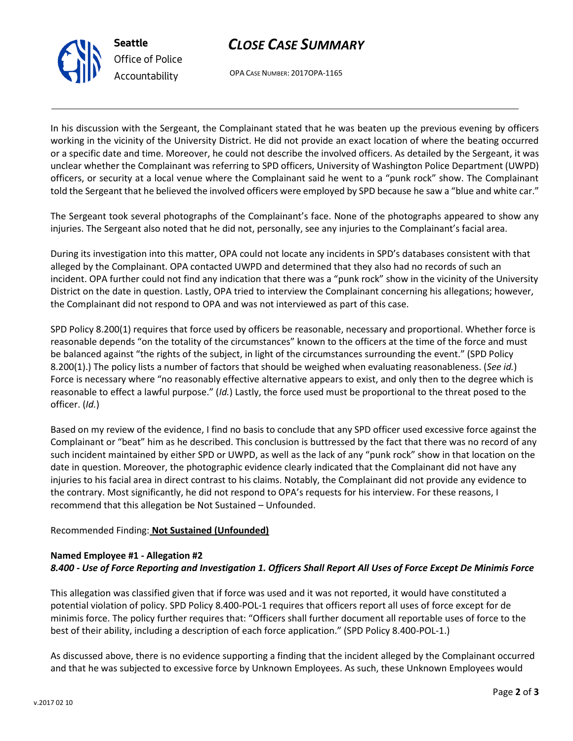In his discussion with the Sergeant, the Complainant stated that he was beaten up the previous evening by officers working in the vicinity of the University District. He did not provide an exact location of where the beating occurred or a specific date and time. Moreover, he could not describe the involved officers. As detailed by the Sergeant, it was unclear whether the Complainant was referring to SPD officers, University of Washington Police Department (UWPD) officers, or security at a local venue where the Complainant said he went to a "punk rock" show. The Complainant told the Sergeant that he believed the involved officers were employed by SPD because he saw a "blue and white car."

The Sergeant took several photographs of the Complainant's face. None of the photographs appeared to show any injuries. The Sergeant also noted that he did not, personally, see any injuries to the Complainant's facial area.

During its investigation into this matter, OPA could not locate any incidents in SPD's databases consistent with that alleged by the Complainant. OPA contacted UWPD and determined that they also had no records of such an incident. OPA further could not find any indication that there was a "punk rock" show in the vicinity of the University District on the date in question. Lastly, OPA tried to interview the Complainant concerning his allegations; however, the Complainant did not respond to OPA and was not interviewed as part of this case.

SPD Policy 8.200(1) requires that force used by officers be reasonable, necessary and proportional. Whether force is reasonable depends "on the totality of the circumstances" known to the officers at the time of the force and must be balanced against "the rights of the subject, in light of the circumstances surrounding the event." (SPD Policy 8.200(1).) The policy lists a number of factors that should be weighed when evaluating reasonableness. (*See id.*) Force is necessary where "no reasonably effective alternative appears to exist, and only then to the degree which is reasonable to effect a lawful purpose." (*Id.*) Lastly, the force used must be proportional to the threat posed to the officer. (*Id.*)

Based on my review of the evidence, I find no basis to conclude that any SPD officer used excessive force against the Complainant or "beat" him as he described. This conclusion is buttressed by the fact that there was no record of any such incident maintained by either SPD or UWPD, as well as the lack of any "punk rock" show in that location on the date in question. Moreover, the photographic evidence clearly indicated that the Complainant did not have any injuries to his facial area in direct contrast to his claims. Notably, the Complainant did not provide any evidence to the contrary. Most significantly, he did not respond to OPA's requests for his interview. For these reasons, I recommend that this allegation be Not Sustained – Unfounded.

Recommended Finding: **Not Sustained (Unfounded)**

**Named Employee #1 - Allegation #2**
***8.400 - Use of Force Reporting and Investigation 1. Officers Shall Report All Uses of Force Except De Minimis Force***

This allegation was classified given that if force was used and it was not reported, it would have constituted a potential violation of policy. SPD Policy 8.400-POL-1 requires that officers report all uses of force except for de minimis force. The policy further requires that: "Officers shall further document all reportable uses of force to the best of their ability, including a description of each force application." (SPD Policy 8.400-POL-1.)

As discussed above, there is no evidence supporting a finding that the incident alleged by the Complainant occurred and that he was subjected to excessive force by Unknown Employees. As such, these Unknown Employees would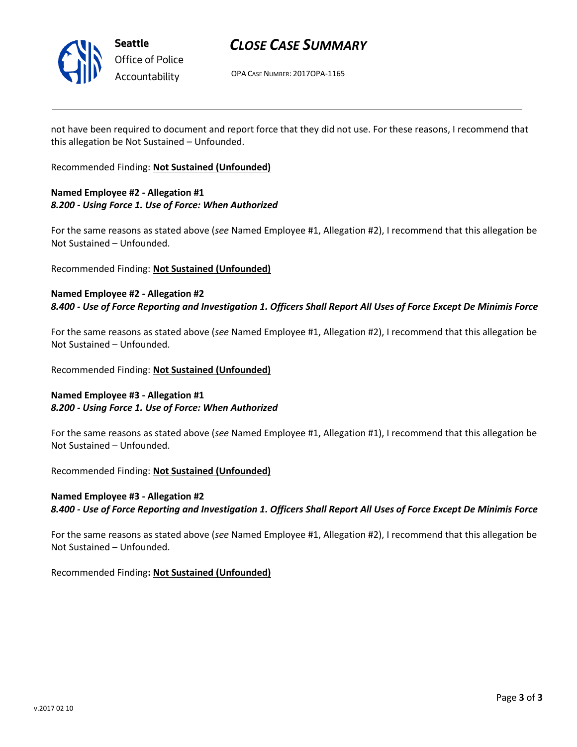not have been required to document and report force that they did not use. For these reasons, I recommend that this allegation be Not Sustained – Unfounded.

Recommended Finding: **Not Sustained (Unfounded)**

**Named Employee #2 - Allegation #1**
***8.200 - Using Force 1. Use of Force: When Authorized***

For the same reasons as stated above (*see* Named Employee #1, Allegation #2), I recommend that this allegation be Not Sustained – Unfounded.

Recommended Finding: **Not Sustained (Unfounded)**

**Named Employee #2 - Allegation #2**
***8.400 - Use of Force Reporting and Investigation 1. Officers Shall Report All Uses of Force Except De Minimis Force***

For the same reasons as stated above (*see* Named Employee #1, Allegation #2), I recommend that this allegation be Not Sustained – Unfounded.

Recommended Finding: **Not Sustained (Unfounded)**

**Named Employee #3 - Allegation #1**
***8.200 - Using Force 1. Use of Force: When Authorized***

For the same reasons as stated above (*see* Named Employee #1, Allegation #1), I recommend that this allegation be Not Sustained – Unfounded.

Recommended Finding: **Not Sustained (Unfounded)**

**Named Employee #3 - Allegation #2**
***8.400 - Use of Force Reporting and Investigation 1. Officers Shall Report All Uses of Force Except De Minimis Force***

For the same reasons as stated above (*see* Named Employee #1, Allegation #2), I recommend that this allegation be Not Sustained – Unfounded.

Recommended Finding**: Not Sustained (Unfounded)**